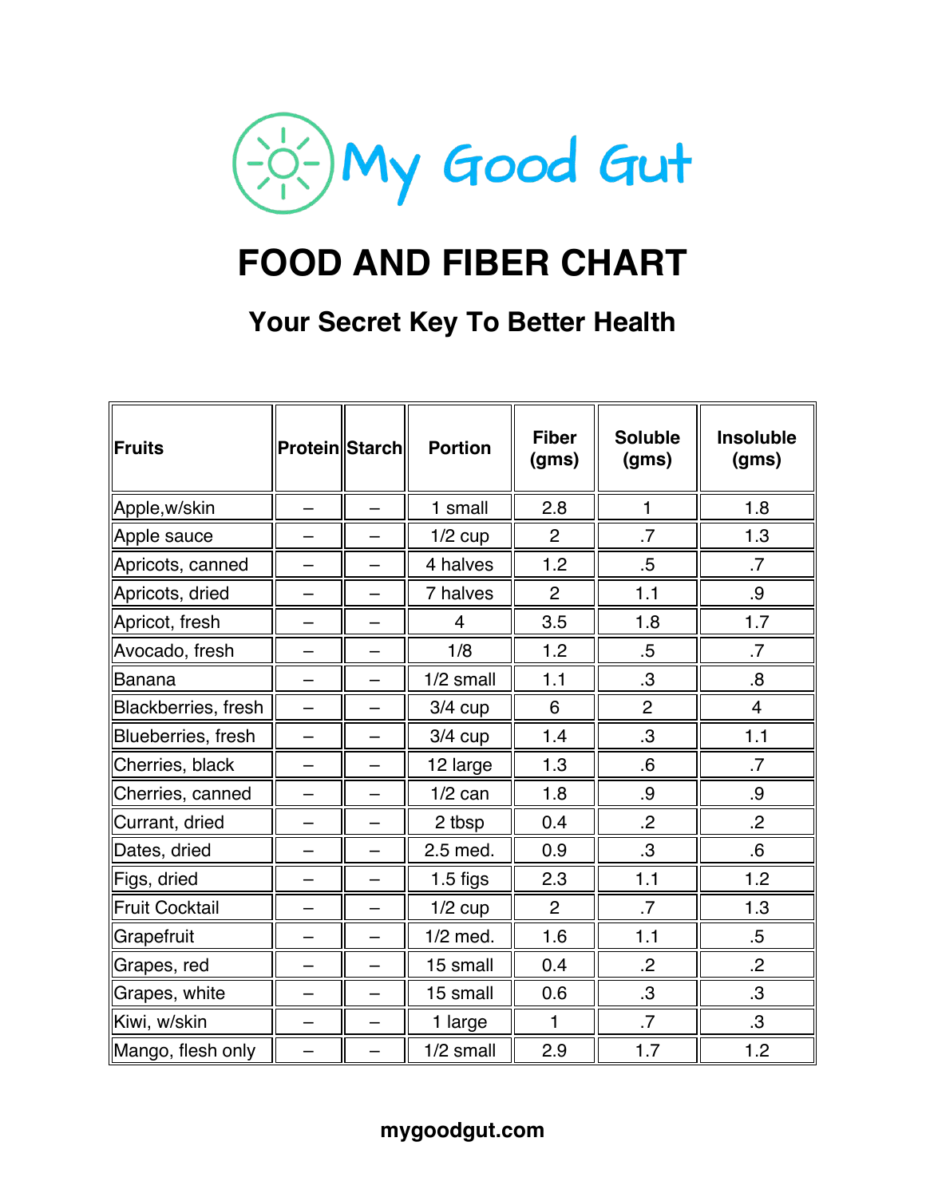# My Good Gut

# FOOD AND FIBER CHART

## Your Secret Key To Better Health

| Fruits | Protein | Starch | Portion | Fiber (gms) | Soluble (gms) | Insoluble (gms) |
|---|---|---|---|---|---|---|
| Apple,w/skin | – | – | 1 small | 2.8 | 1 | 1.8 |
| Apple sauce | – | – | 1/2 cup | 2 | .7 | 1.3 |
| Apricots, canned | – | – | 4 halves | 1.2 | .5 | .7 |
| Apricots, dried | – | – | 7 halves | 2 | 1.1 | .9 |
| Apricot, fresh | – | – | 4 | 3.5 | 1.8 | 1.7 |
| Avocado, fresh | – | – | 1/8 | 1.2 | .5 | .7 |
| Banana | – | – | 1/2 small | 1.1 | .3 | .8 |
| Blackberries, fresh | – | – | 3/4 cup | 6 | 2 | 4 |
| Blueberries, fresh | – | – | 3/4 cup | 1.4 | .3 | 1.1 |
| Cherries, black | – | – | 12 large | 1.3 | .6 | .7 |
| Cherries, canned | – | – | 1/2 can | 1.8 | .9 | .9 |
| Currant, dried | – | – | 2 tbsp | 0.4 | .2 | .2 |
| Dates, dried | – | – | 2.5 med. | 0.9 | .3 | .6 |
| Figs, dried | – | – | 1.5 figs | 2.3 | 1.1 | 1.2 |
| Fruit Cocktail | – | – | 1/2 cup | 2 | .7 | 1.3 |
| Grapefruit | – | – | 1/2 med. | 1.6 | 1.1 | .5 |
| Grapes, red | – | – | 15 small | 0.4 | .2 | .2 |
| Grapes, white | – | – | 15 small | 0.6 | .3 | .3 |
| Kiwi, w/skin | – | – | 1 large | 1 | .7 | .3 |
| Mango, flesh only | – | – | 1/2 small | 2.9 | 1.7 | 1.2 |

mygoodgut.com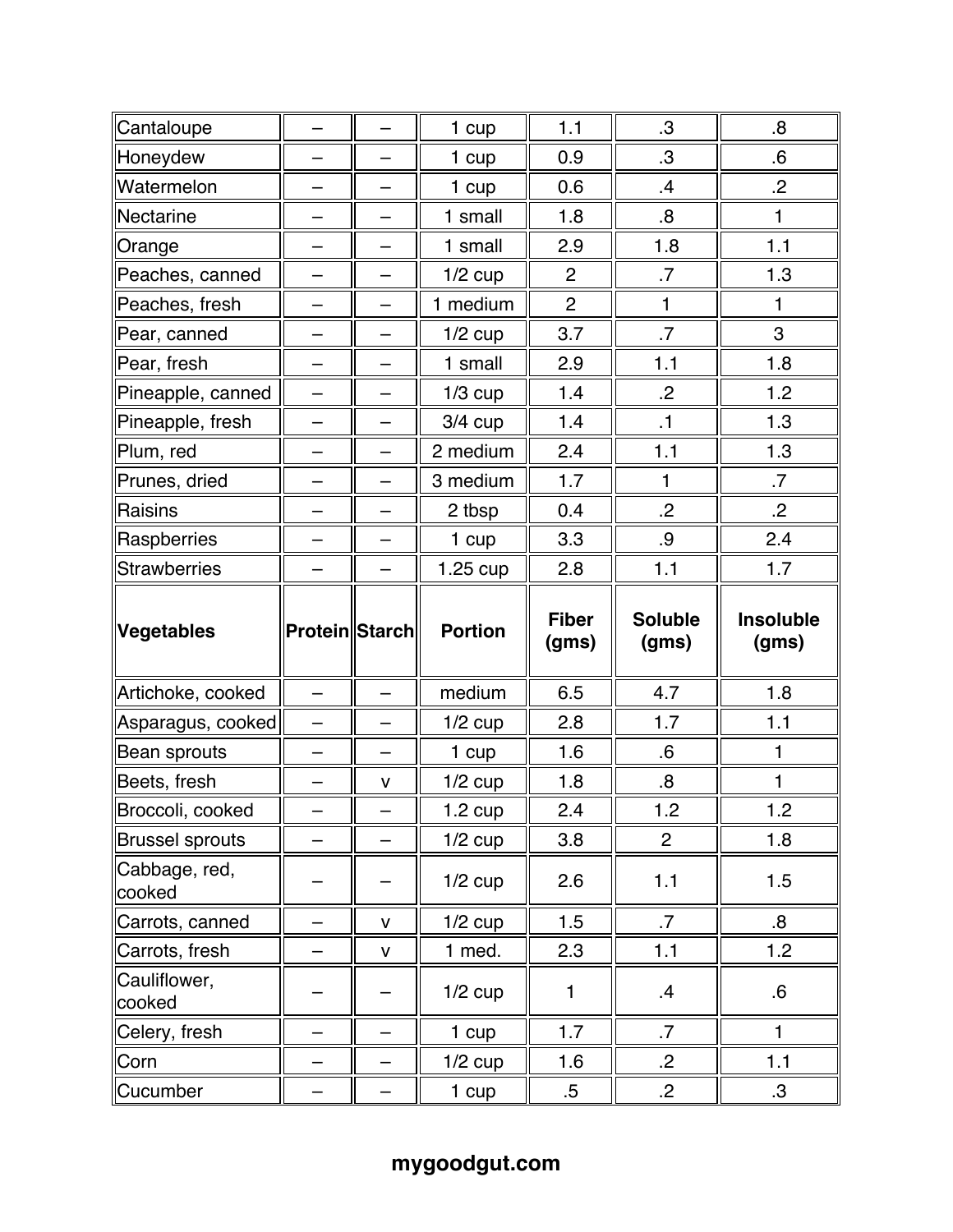| Cantaloupe | – | – | 1 cup | 1.1 | .3 | .8 |
|---|---|---|---|---|---|---|
| Honeydew | – | – | 1 cup | 0.9 | .3 | .6 |
| Watermelon | – | – | 1 cup | 0.6 | .4 | .2 |
| Nectarine | – | – | 1 small | 1.8 | .8 | 1 |
| Orange | – | – | 1 small | 2.9 | 1.8 | 1.1 |
| Peaches, canned | – | – | 1/2 cup | 2 | .7 | 1.3 |
| Peaches, fresh | – | – | 1 medium | 2 | 1 | 1 |
| Pear, canned | – | – | 1/2 cup | 3.7 | .7 | 3 |
| Pear, fresh | – | – | 1 small | 2.9 | 1.1 | 1.8 |
| Pineapple, canned | – | – | 1/3 cup | 1.4 | .2 | 1.2 |
| Pineapple, fresh | – | – | 3/4 cup | 1.4 | .1 | 1.3 |
| Plum, red | – | – | 2 medium | 2.4 | 1.1 | 1.3 |
| Prunes, dried | – | – | 3 medium | 1.7 | 1 | .7 |
| Raisins | – | – | 2 tbsp | 0.4 | .2 | .2 |
| Raspberries | – | – | 1 cup | 3.3 | .9 | 2.4 |
| Strawberries | – | – | 1.25 cup | 2.8 | 1.1 | 1.7 |
| **Vegetables** | **Protein** | **Starch** | **Portion** | **Fiber (gms)** | **Soluble (gms)** | **Insoluble (gms)** |
| Artichoke, cooked | – | – | medium | 6.5 | 4.7 | 1.8 |
| Asparagus, cooked | – | – | 1/2 cup | 2.8 | 1.7 | 1.1 |
| Bean sprouts | – | – | 1 cup | 1.6 | .6 | 1 |
| Beets, fresh | – | v | 1/2 cup | 1.8 | .8 | 1 |
| Broccoli, cooked | – | – | 1.2 cup | 2.4 | 1.2 | 1.2 |
| Brussel sprouts | – | – | 1/2 cup | 3.8 | 2 | 1.8 |
| Cabbage, red, cooked | – | – | 1/2 cup | 2.6 | 1.1 | 1.5 |
| Carrots, canned | – | v | 1/2 cup | 1.5 | .7 | .8 |
| Carrots, fresh | – | v | 1 med. | 2.3 | 1.1 | 1.2 |
| Cauliflower, cooked | – | – | 1/2 cup | 1 | .4 | .6 |
| Celery, fresh | – | – | 1 cup | 1.7 | .7 | 1 |
| Corn | – | – | 1/2 cup | 1.6 | .2 | 1.1 |
| Cucumber | – | – | 1 cup | .5 | .2 | .3 |

**mygoodgut.com**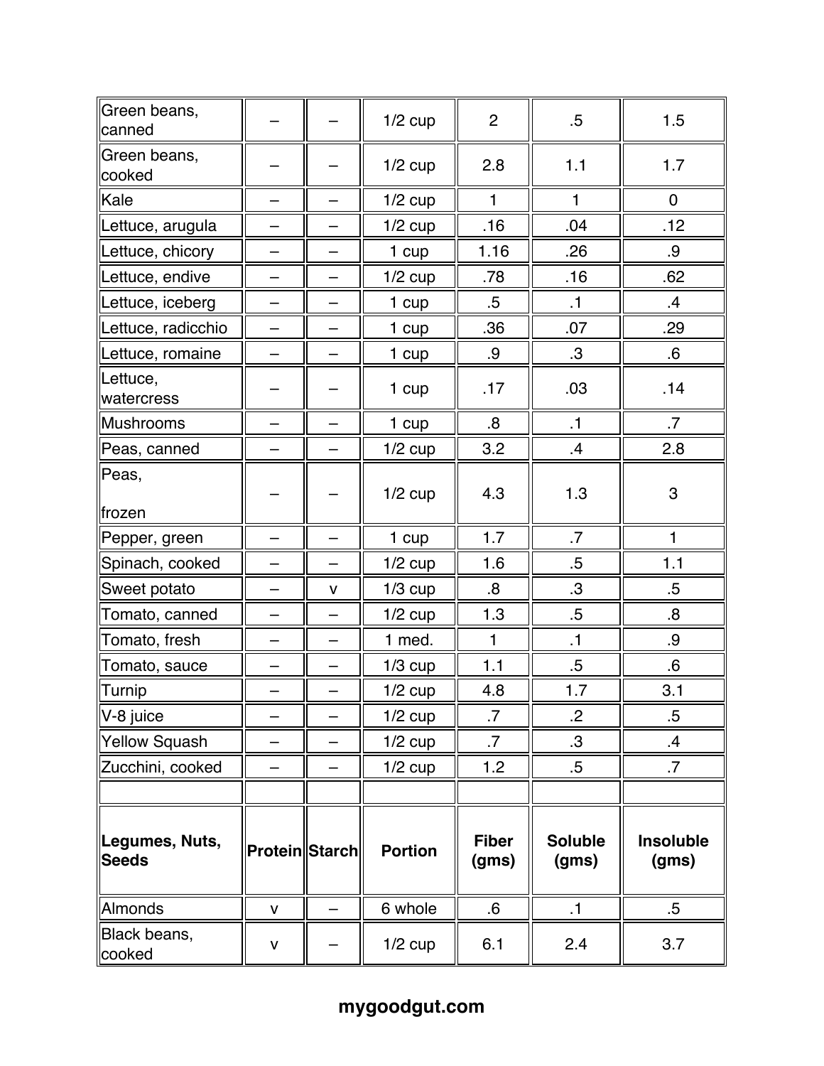| Green beans, canned | – | – | 1/2 cup | 2 | .5 | 1.5 |
|---|---|---|---|---|---|---|
| Green beans, cooked | – | – | 1/2 cup | 2.8 | 1.1 | 1.7 |
| Kale | – | – | 1/2 cup | 1 | 1 | 0 |
| Lettuce, arugula | – | – | 1/2 cup | .16 | .04 | .12 |
| Lettuce, chicory | – | – | 1 cup | 1.16 | .26 | .9 |
| Lettuce, endive | – | – | 1/2 cup | .78 | .16 | .62 |
| Lettuce, iceberg | – | – | 1 cup | .5 | .1 | .4 |
| Lettuce, radicchio | – | – | 1 cup | .36 | .07 | .29 |
| Lettuce, romaine | – | – | 1 cup | .9 | .3 | .6 |
| Lettuce, watercress | – | – | 1 cup | .17 | .03 | .14 |
| Mushrooms | – | – | 1 cup | .8 | .1 | .7 |
| Peas, canned | – | – | 1/2 cup | 3.2 | .4 | 2.8 |
| Peas, frozen | – | – | 1/2 cup | 4.3 | 1.3 | 3 |
| Pepper, green | – | – | 1 cup | 1.7 | .7 | 1 |
| Spinach, cooked | – | – | 1/2 cup | 1.6 | .5 | 1.1 |
| Sweet potato | – | v | 1/3 cup | .8 | .3 | .5 |
| Tomato, canned | – | – | 1/2 cup | 1.3 | .5 | .8 |
| Tomato, fresh | – | – | 1 med. | 1 | .1 | .9 |
| Tomato, sauce | – | – | 1/3 cup | 1.1 | .5 | .6 |
| Turnip | – | – | 1/2 cup | 4.8 | 1.7 | 3.1 |
| V-8 juice | – | – | 1/2 cup | .7 | .2 | .5 |
| Yellow Squash | – | – | 1/2 cup | .7 | .3 | .4 |
| Zucchini, cooked | – | – | 1/2 cup | 1.2 | .5 | .7 |
| | | | | | | |
| **Legumes, Nuts, Seeds** | **Protein** | **Starch** | **Portion** | **Fiber (gms)** | **Soluble (gms)** | **Insoluble (gms)** |
| Almonds | v | – | 6 whole | .6 | .1 | .5 |
| Black beans, cooked | v | – | 1/2 cup | 6.1 | 2.4 | 3.7 |

**mygoodgut.com**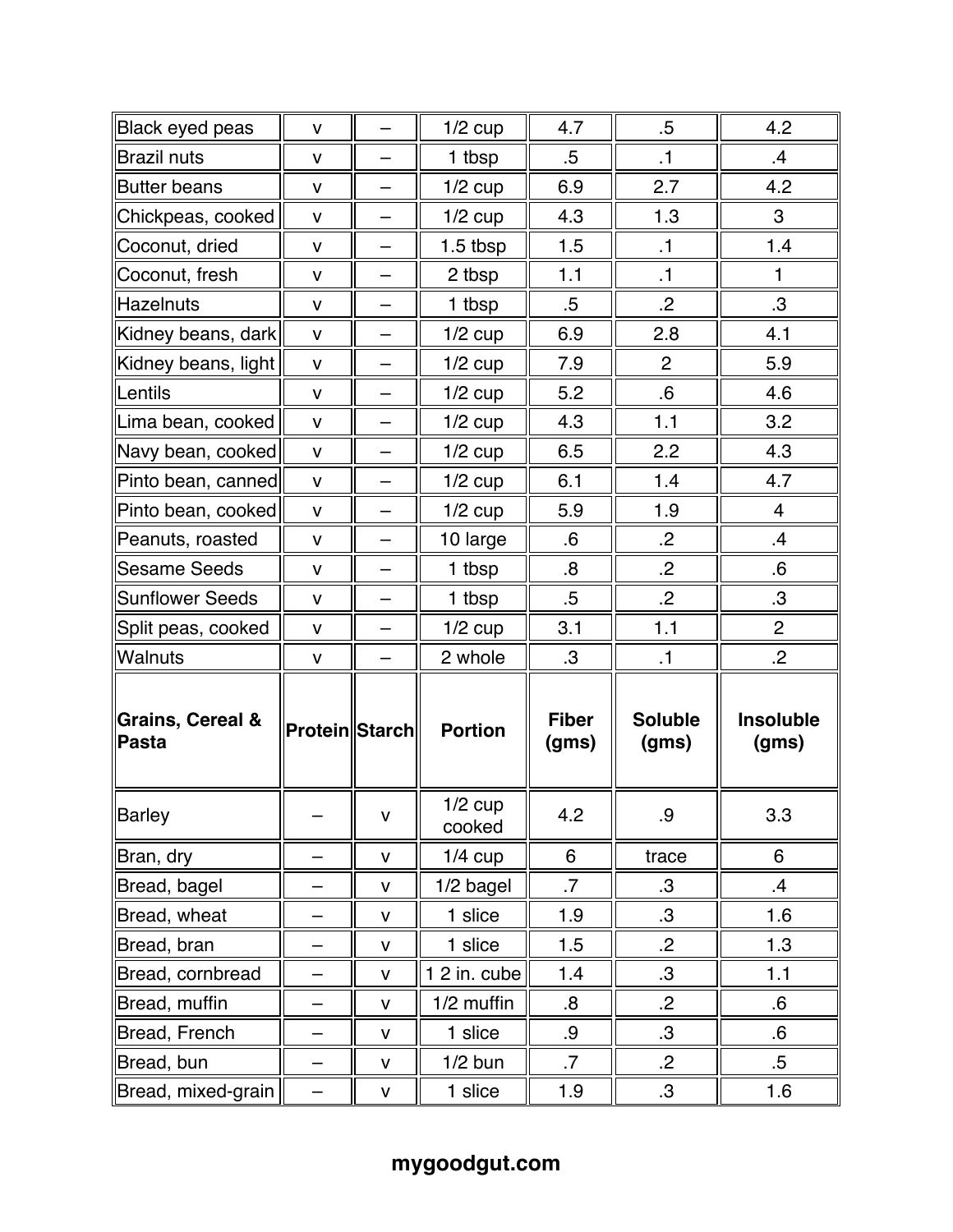| Black eyed peas | v | – | 1/2 cup | 4.7 | .5 | 4.2 |
|---|---|---|---|---|---|---|
| Brazil nuts | v | – | 1 tbsp | .5 | .1 | .4 |
| Butter beans | v | – | 1/2 cup | 6.9 | 2.7 | 4.2 |
| Chickpeas, cooked | v | – | 1/2 cup | 4.3 | 1.3 | 3 |
| Coconut, dried | v | – | 1.5 tbsp | 1.5 | .1 | 1.4 |
| Coconut, fresh | v | – | 2 tbsp | 1.1 | .1 | 1 |
| Hazelnuts | v | – | 1 tbsp | .5 | .2 | .3 |
| Kidney beans, dark | v | – | 1/2 cup | 6.9 | 2.8 | 4.1 |
| Kidney beans, light | v | – | 1/2 cup | 7.9 | 2 | 5.9 |
| Lentils | v | – | 1/2 cup | 5.2 | .6 | 4.6 |
| Lima bean, cooked | v | – | 1/2 cup | 4.3 | 1.1 | 3.2 |
| Navy bean, cooked | v | – | 1/2 cup | 6.5 | 2.2 | 4.3 |
| Pinto bean, canned | v | – | 1/2 cup | 6.1 | 1.4 | 4.7 |
| Pinto bean, cooked | v | – | 1/2 cup | 5.9 | 1.9 | 4 |
| Peanuts, roasted | v | – | 10 large | .6 | .2 | .4 |
| Sesame Seeds | v | – | 1 tbsp | .8 | .2 | .6 |
| Sunflower Seeds | v | – | 1 tbsp | .5 | .2 | .3 |
| Split peas, cooked | v | – | 1/2 cup | 3.1 | 1.1 | 2 |
| Walnuts | v | – | 2 whole | .3 | .1 | .2 |
| **Grains, Cereal & Pasta** | **Protein** | **Starch** | **Portion** | **Fiber (gms)** | **Soluble (gms)** | **Insoluble (gms)** |
| Barley | – | v | 1/2 cup cooked | 4.2 | .9 | 3.3 |
| Bran, dry | – | v | 1/4 cup | 6 | trace | 6 |
| Bread, bagel | – | v | 1/2 bagel | .7 | .3 | .4 |
| Bread, wheat | – | v | 1 slice | 1.9 | .3 | 1.6 |
| Bread, bran | – | v | 1 slice | 1.5 | .2 | 1.3 |
| Bread, cornbread | – | v | 1 2 in. cube | 1.4 | .3 | 1.1 |
| Bread, muffin | – | v | 1/2 muffin | .8 | .2 | .6 |
| Bread, French | – | v | 1 slice | .9 | .3 | .6 |
| Bread, bun | – | v | 1/2 bun | .7 | .2 | .5 |
| Bread, mixed-grain | – | v | 1 slice | 1.9 | .3 | 1.6 |

**mygoodgut.com**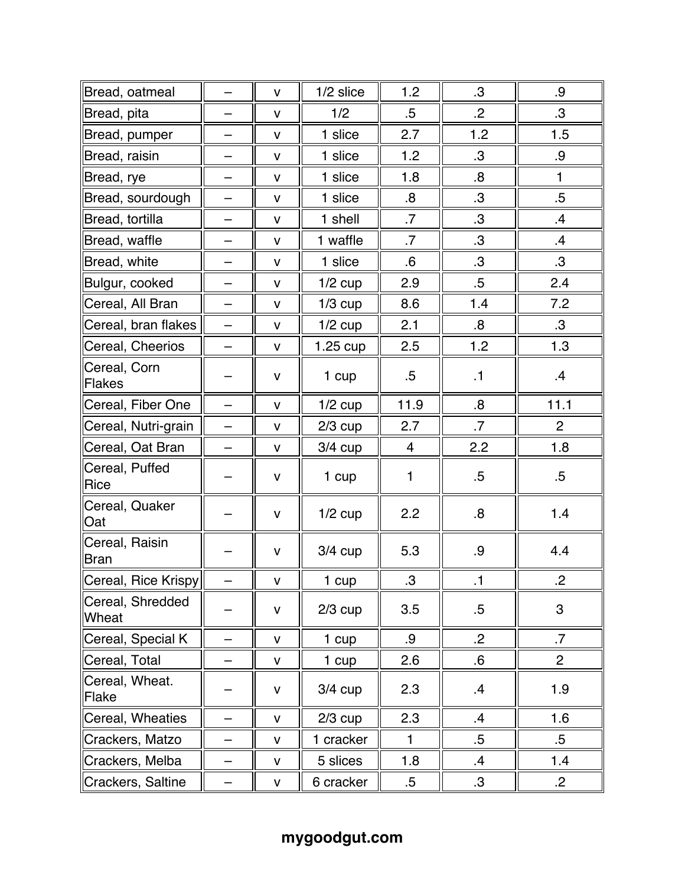| | | | | | | |
|---|---|---|---|---|---|---|
| Bread, oatmeal | – | v | 1/2 slice | 1.2 | .3 | .9 |
| Bread, pita | – | v | 1/2 | .5 | .2 | .3 |
| Bread, pumper | – | v | 1 slice | 2.7 | 1.2 | 1.5 |
| Bread, raisin | – | v | 1 slice | 1.2 | .3 | .9 |
| Bread, rye | – | v | 1 slice | 1.8 | .8 | 1 |
| Bread, sourdough | – | v | 1 slice | .8 | .3 | .5 |
| Bread, tortilla | – | v | 1 shell | .7 | .3 | .4 |
| Bread, waffle | – | v | 1 waffle | .7 | .3 | .4 |
| Bread, white | – | v | 1 slice | .6 | .3 | .3 |
| Bulgur, cooked | – | v | 1/2 cup | 2.9 | .5 | 2.4 |
| Cereal, All Bran | – | v | 1/3 cup | 8.6 | 1.4 | 7.2 |
| Cereal, bran flakes | – | v | 1/2 cup | 2.1 | .8 | .3 |
| Cereal, Cheerios | – | v | 1.25 cup | 2.5 | 1.2 | 1.3 |
| Cereal, Corn Flakes | – | v | 1 cup | .5 | .1 | .4 |
| Cereal, Fiber One | – | v | 1/2 cup | 11.9 | .8 | 11.1 |
| Cereal, Nutri-grain | – | v | 2/3 cup | 2.7 | .7 | 2 |
| Cereal, Oat Bran | – | v | 3/4 cup | 4 | 2.2 | 1.8 |
| Cereal, Puffed Rice | – | v | 1 cup | 1 | .5 | .5 |
| Cereal, Quaker Oat | – | v | 1/2 cup | 2.2 | .8 | 1.4 |
| Cereal, Raisin Bran | – | v | 3/4 cup | 5.3 | .9 | 4.4 |
| Cereal, Rice Krispy | – | v | 1 cup | .3 | .1 | .2 |
| Cereal, Shredded Wheat | – | v | 2/3 cup | 3.5 | .5 | 3 |
| Cereal, Special K | – | v | 1 cup | .9 | .2 | .7 |
| Cereal, Total | – | v | 1 cup | 2.6 | .6 | 2 |
| Cereal, Wheat. Flake | – | v | 3/4 cup | 2.3 | .4 | 1.9 |
| Cereal, Wheaties | – | v | 2/3 cup | 2.3 | .4 | 1.6 |
| Crackers, Matzo | – | v | 1 cracker | 1 | .5 | .5 |
| Crackers, Melba | – | v | 5 slices | 1.8 | .4 | 1.4 |
| Crackers, Saltine | – | v | 6 cracker | .5 | .3 | .2 |

**mygoodgut.com**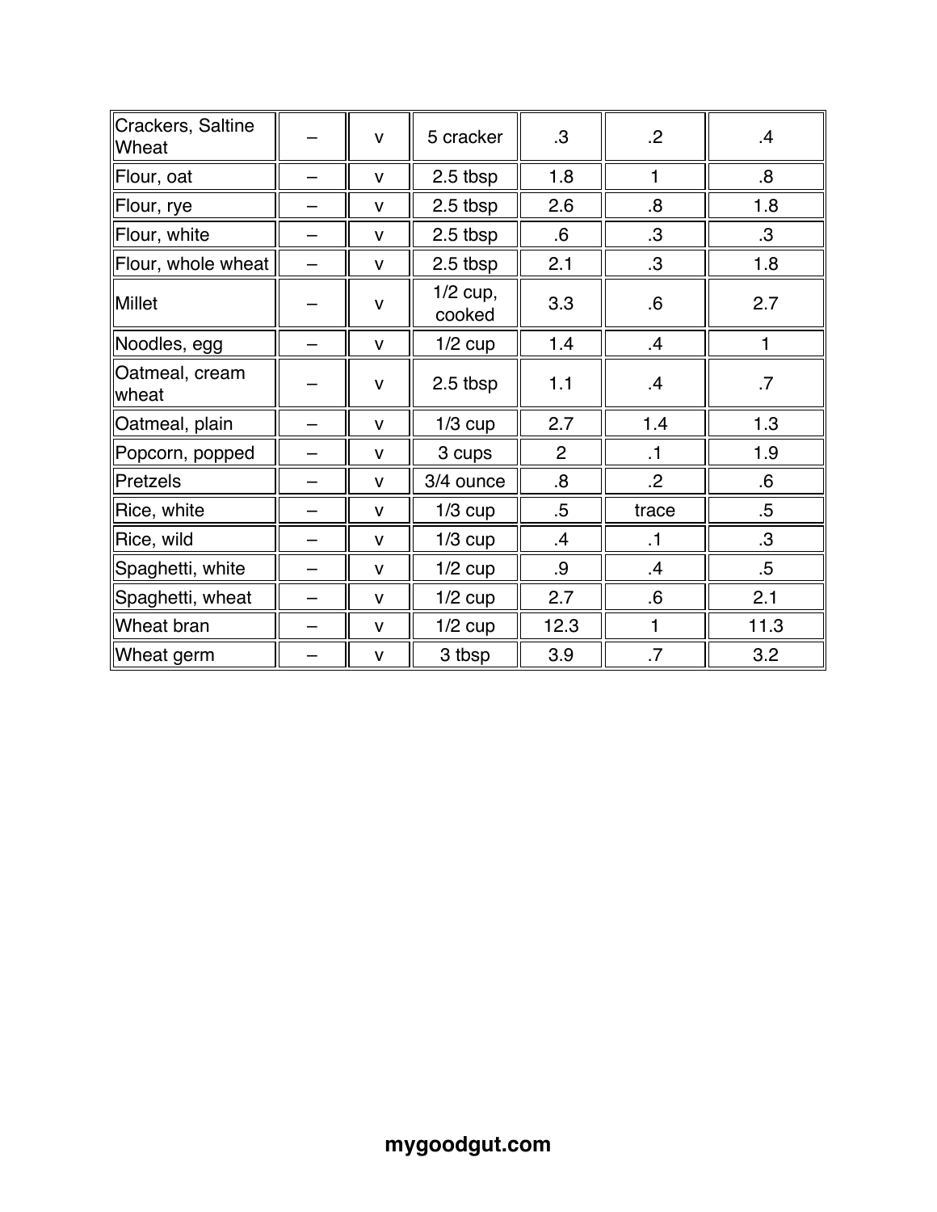| | | | | | | |
|---|---|---|---|---|---|---|
| Crackers, Saltine Wheat | – | v | 5 cracker | .3 | .2 | .4 |
| Flour, oat | – | v | 2.5 tbsp | 1.8 | 1 | .8 |
| Flour, rye | – | v | 2.5 tbsp | 2.6 | .8 | 1.8 |
| Flour, white | – | v | 2.5 tbsp | .6 | .3 | .3 |
| Flour, whole wheat | – | v | 2.5 tbsp | 2.1 | .3 | 1.8 |
| Millet | – | v | 1/2 cup, cooked | 3.3 | .6 | 2.7 |
| Noodles, egg | – | v | 1/2 cup | 1.4 | .4 | 1 |
| Oatmeal, cream wheat | – | v | 2.5 tbsp | 1.1 | .4 | .7 |
| Oatmeal, plain | – | v | 1/3 cup | 2.7 | 1.4 | 1.3 |
| Popcorn, popped | – | v | 3 cups | 2 | .1 | 1.9 |
| Pretzels | – | v | 3/4 ounce | .8 | .2 | .6 |
| Rice, white | – | v | 1/3 cup | .5 | trace | .5 |
| Rice, wild | – | v | 1/3 cup | .4 | .1 | .3 |
| Spaghetti, white | – | v | 1/2 cup | .9 | .4 | .5 |
| Spaghetti, wheat | – | v | 1/2 cup | 2.7 | .6 | 2.1 |
| Wheat bran | – | v | 1/2 cup | 12.3 | 1 | 11.3 |
| Wheat germ | – | v | 3 tbsp | 3.9 | .7 | 3.2 |

**mygoodgut.com**